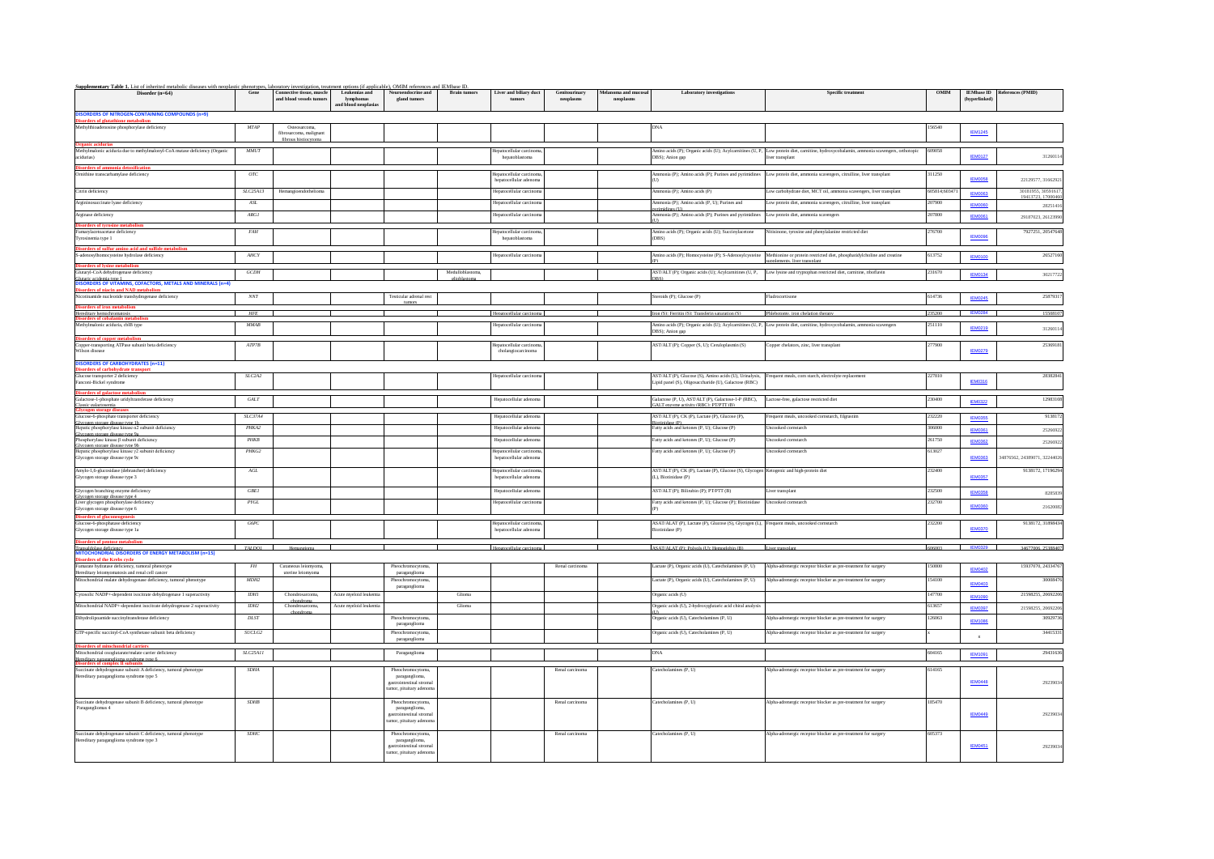**Supplementary Table 1.** List of inherited metabolic diseases with neoplastic phenotypes, laboratory investigation, treatment options (if applicable), OMIM references and IEMbase ID.

| Disorder (n=64) | Gene | Connective tissue, muscle and blood vessels tumors | Leukemias and lymphomas and blood neoplasias | Neuroendocrine and gland tumors | Brain tumors | Liver and biliary duct tumors | Genitourinary neoplasms | Melanoma and mucosal neoplasms | Laboratory investigations | Specific treatment | OMIM | IEMbase ID (hyperlinked) | References (PMID) |
|---|---|---|---|---|---|---|---|---|---|---|---|---|---|
| **DISORDERS OF NITROGEN-CONTAINING COMPOUNDS (n=9)** | | | | | | | | | | | | | |
| **Disorders of glutathione metabolism** | | | | | | | | | | | | | |
| Methylthioadenosine phosphorylase deficiency | *MTAP* | Osteosarcoma, fibrosarcoma, malignant fibrous histiocytoma | | | | | | | DNA | | 156540 | IEM1245 | |
| **Organic acidurias** | | | | | | | | | | | | | |
| Methylmalonic aciduria due to methylmalonyl-CoA mutase deficiency (Organic aciduria) | *MMUT* | | | | | Hepatocellular carcinoma, hepatoblastoma | | | Amino acids (P); Organic acids (U); Acylcarnitines (U, P, DBS); Anion gap | Low protein diet, carnitine, hydroxycobalamin, ammonia scavenger, orthotopic liver transplant | 609058 | IEM0127 | 31260114 |
| **Disorders of ammonia detoxification** | | | | | | | | | | | | | |
| Ornithine transcarbamylase deficiency | *OTC* | | | | | Hepatocellular carcinoma, hepatocellular adenoma | | | Ammonia (P); Amino acids (P); Purines and pyrimidines (U) | Low protein diet, ammonia scavengers, citrulline, liver transplant | 311250 | IEM0058 | 22129577, 31662921 |
| Citrin deficiency | *SLC25A13* | Hemangioendothelioma | | | | Hepatocellular carcinoma | | | Ammonia (P); Amino acids (P) | Low carbohydrate diet, MCT oil, ammonia scavengers, liver transplant | 605814;603471 | IEM0063 | 30181955, 30591617, 19413723, 17000460 |
| Argininosuccinate lyase deficiency | *ASL* | | | | | Hepatocellular carcinoma | | | Ammonia (P); Amino acids (P, U); Purines and pyrimidines (U) | Low protein diet, ammonia scavengers, citrulline, liver transplant | 207900 | IEM0060 | 28251416 |
| Arginase deficiency | *ARG1* | | | | | Hepatocellular carcinoma | | | Ammonia (P); Amino acids (P); Purines and pyrimidines (U) | Low protein diet, ammonia scavengers | 207800 | IEM0061 | 29187023, 26123990 |
| **Disorders of tyrosine metabolism** | | | | | | | | | | | | | |
| Fumarylacetoacetase deficiency<br>Tyrosinemia type 1 | *FAH* | | | | | Hepatocellular carcinoma, hepatoblastoma | | | Amino acids (P); Organic acids (U); Succinylacetone (DBS) | Nitisinone, tyrosine and phenylalanine restricted diet | 276700 | IEM0096 | 7927251, 20547648 |
| **Disorders of sulfur amino acid and sulfide metabolism** | | | | | | | | | | | | | |
| S-adenosylhomocysteine hydrolase deficiency | *AHCY* | | | | | Hepatocellular carcinoma | | | Amino acids (P); Homocysteine (P); S-Adenosylcysteine (P) | Methionine or protein restricted diet, phosphatidylcholine and creatine supplements, liver transplant | 613752 | IEM0105 | 26527160 |
| **Disorders of lysine metabolism** | | | | | | | | | | | | | |
| Glutaryl-CoA dehydrogenase deficiency<br>Glutaric aciduria type 1 | *GCDH* | | | | Medulloblastoma, gliobastoma | | | | AST/ALT (P); Organic acids (U); Acylcarnitines (U, P, DBS) | Low lysine and tryptophan restricted diet, carnitine, riboflavin | 231670 | IEM0134 | 30217722 |
| **DISORDERS OF VITAMINS, COFACTORS, METALS AND MINERALS (n=4)** | | | | | | | | | | | | | |
| **Disorders of niacin and NAD metabolism** | | | | | | | | | | | | | |
| Nicotinamide nucleotide transhydrogenase deficiency | *NNT* | | | Testicular adrenal rest tumors | | | | | Steroids (P); Glucose (P) | Fludrocortisone | 614736 | IEM0245 | 25879317 |
| **Disorders of iron metabolism** | | | | | | | | | | | | | |
| Hereditary hemochromatosis | *HFE* | | | | | Hepatocellular carcinoma | | | Iron (S); Ferritin (S); Transferrin saturation (S) | Phlebotomy, iron chelation therapy | 235200 | IEM0284 | 15508107 |
| **Disorders of cobalamin metabolism** | | | | | | | | | | | | | |
| Methylmalonic aciduria, cblB type | *MMAB* | | | | | Hepatocellular carcinoma | | | Amino acids (P); Organic acids (U); Acylcarnitines (U, P, DBS); Anion gap | Low protein diet, carnitine, hydroxycobalamin, ammonia scavengers | 251110 | IEM0219 | 31260114 |
| **Disorders of copper metabolism** | | | | | | | | | | | | | |
| Copper-transporting ATPase subunit beta deficiency<br>Wilson disease | *ATP7B* | | | | | Hepatocellular carcinoma, cholangiocarcinoma | | | AST/ALT (P); Copper (S, U); Ceruloplasmin (S) | Copper chelators, zinc, liver transplant | 277900 | IEM0279 | 25369181 |
| **DISORDERS OF CARBOHYDRATES (n=11)** | | | | | | | | | | | | | |
| **Disorders of carbohydrate transport** | | | | | | | | | | | | | |
| Glucose transporter 2 deficiency<br>Fanconi-Bickel syndrome | *SLC2A2* | | | | | Hepatocellular carcinoma | | | AST/ALT (P), Glucose (S), Amino acids (U), Urinalysis, Lipid panel (S), Oligosaccharide (U), Galactose (RBC) | Frequent meals, corn starch, electrolyte replacement | 227810 | IEM0316 | 28382841 |
| **Disorders of galactose metabolism** | | | | | | | | | | | | | |
| Galactose-1-phosphate uridylransferase deficiency<br>Classic galactosemia | *GALT* | | | | | Hepatocellular adenoma | | | Galactose (P, U), AST/ALT (P), Galactose-1-P (RBC), GALT enzyme activity (RBC); PT/PTT (B) | Lactose-free, galactose restricted diet | 230400 | IEM0322 | 12903108 |
| **Glycogen storage diseases** | | | | | | | | | | | | | |
| Glucose-6-phosphate transporter deficiency<br>Glycogen storage disease type 1b | *SLC37A4* | | | | | Hepatocellular adenoma | | | AST/ALT (P), CK (P), Lactate (P), Glucose (P), Biotinidase (P) | Frequent meals, uncooked cornstarch, filgrastim | 232220 | IEM0355 | 9138172 |
| Hepatic phosphorylase kinase α2 subunit deficiency<br>Glycogen storage disease type 9a | *PHKA2* | | | | | Hepatocellular adenoma | | | Fatty acids and ketones (P, U); Glucose (P) | Uncooked cornstarch | 306000 | IEM0361 | 25266922 |
| Phosphorylase kinase β subunit deficiency<br>Glycogen storage disease type 9b | *PHKB* | | | | | Hepatocellular adenoma | | | Fatty acids and ketones (P, U); Glucose (P) | Uncooked cornstarch | 261750 | IEM0362 | 25266922 |
| Hepatic phosphorylase kinase γ2 subunit deficiency<br>Glycogen storage disease type 9c | *PHKG2* | | | | | Hepatocellular carcinoma, hepatocellular adenoma | | | Fatty acids and ketones (P, U); Glucose (P) | Uncooked cornstarch | 613027 | IEM0363 | 34876562, 24389071, 32244026 |
| Amylo-1,6-glucosidase (debrancher) deficiency<br>Glycogen storage disease type 3 | *AGL* | | | | | Hepatocellular carcinoma, hepatocellular adenoma | | | AST/ALT (P), CK (P), Lactate (P), Glucose (S), Glycogen (L), Biotinidase (P) | Ketogenic and high-protein diet | 232400 | IEM0357 | 9138172, 17196294 |
| Glycogen branching enzyme deficiency<br>Glycogen storage disease type 4 | *GBE1* | | | | | Hepatocellular adenoma | | | AST/ALT (P); Bilirubin (P); PT/PTT (B) | Liver transplant | 232500 | IEM0358 | 8285839 |
| Liver glycogen phosphorylase deficiency<br>Glycogen storage disease type 6 | *PYGL* | | | | | Hepatocellular carcinoma | | | Fatty acids and ketones (P, U); Glucose (P); Biotinidase (P) | Uncooked cornstarch | 232700 | IEM0360 | 21620082 |
| **Disorders of gluconeogenesis** | | | | | | | | | | | | | |
| Glucose-6-phosphatase deficiency<br>Glycogen storage disease type 1a | *G6PC* | | | | | Hepatocellular carcinoma, hepatocellular adenoma | | | ASAT/ALAT (P), Lactate (P), Glucose (S), Glycogen (L), Biotinidase (P) | Frequent meals, uncooked cornstarch | 232200 | IEM0370 | 9138172, 31898434 |
| **Disorders of pentose metabolism** | | | | | | | | | | | | | |
| Transaldolase deficiency | *TALDO1* | Hemangioma | | | | Hepatocellular carcinoma | | | ASAT/ALAT (P); Polyols (U); Hemoglobin (B) | Liver transplant | 606003 | IEM0329 | 34677006, 25388407 |
| **MITOCHONDRIAL DISORDERS OF ENERGY METABOLISM (n=15)** | | | | | | | | | | | | | |
| **Disorders of the Krebs cycle** | | | | | | | | | | | | | |
| Fumarate hydratase deficiency, tumoral phenotype<br>Hereditary leiomyomatosis and renal cell cancer | *FH* | Cutaneous leiomyoma, uterine leiomyoma | | Pheochromocytoma, paraganglioma | | | Renal carcinoma | | Lactate (P), Organic acids (U), Catecholamines (P, U) | Alpha-adrenergic receptor blocker as pre-treatment for surgery | 150800 | IEM0402 | 15937070, 24334767 |
| Mitochondrial malate dehydrogenase deficiency, tumoral phenotype | *MDH2* | | | Pheochromocytoma, paraganglioma | | | | | Lactate (P), Organic acids (U), Catecholamines (P, U) | Alpha-adrenergic receptor blocker as pre-treatment for surgery | 154100 | IEM0403 | 30008476 |
| Cytosolic NADP+-dependent isocitrate dehydrogenase 1 superactivity | *IDH1* | Chondrosarcoma, chondroma | Acute myeloid leukemia | | Glioma | | | | Organic acids (U) | | 147700 | IEM1090 | 21598255, 20692206 |
| Mitochondrial NADP+-dependent isocitrate dehydrogenase 2 superactivity | *IDH2* | Chondrosarcoma, chondroma | Acute myeloid leukemia | | Glioma | | | | Organic acids (U), 2-hydroxyglutaric acid chiral analysis (U) | | 613657 | IEM0397 | 21598255, 20692206 |
| Dihydrolipoamide succinyltransferase deficiency | *DLST* | | | Pheochromocytoma, paraganglioma | | | | | Organic acids (U), Catecholamines (P, U) | Alpha-adrenergic receptor blocker as pre-treatment for surgery | 126063 | IEM1086 | 30929736 |
| GTP-specific succinyl-CoA synthetase subunit beta deficiency | *SUCLG2* | | | Pheochromocytoma, paraganglioma | | | | | Organic acids (U), Catecholamines (P, U) | Alpha-adrenergic receptor blocker as pre-treatment for surgery | x | x | 34415331 |
| **Disorders of mitochondrial carriers** | | | | | | | | | | | | | |
| Mitochondrial oxoglutarate/malate carrier deficiency<br>Hereditary paraganglioma syndrome type 6 | *SLC25A11* | | | Paraganglioma | | | | | DNA | | 604165 | IEM1091 | 29431636 |
| **Disorders of complex II subunits** | | | | | | | | | | | | | |
| Succinate dehydrogenase subunit A deficiency, tumoral phenotype<br>Hereditary paraganglioma syndrome type 5 | *SDHA* | | | Pheochromocytoma, paraganglioma, gastrointestinal stromal tumor, pituitary adenoma | | | Renal carcinoma | | Catecholamines (P, U) | Alpha-adrenergic receptor blocker as pre-treatment for surgery | 614165 | IEM0448 | 29239034 |
| Succinate dehydrogenase subunit B deficiency, tumoral phenotype<br>Paragangliomas 4 | *SDHB* | | | Pheochromocytoma, paraganglioma, gastrointestinal stromal tumor, pituitary adenoma | | | Renal carcinoma | | Catecholamines (P, U) | Alpha-adrenergic receptor blocker as pre-treatment for surgery | 185470 | IEM0449 | 29239034 |
| Succinate dehydrogenase subunit C deficiency, tumoral phenotype<br>Hereditary paraganglioma syndrome type 3 | *SDHC* | | | Pheochromocytoma, paraganglioma, gastrointestinal stromal tumor, pituitary adenoma | | | Renal carcinoma | | Catecholamines (P, U) | Alpha-adrenergic receptor blocker as pre-treatment for surgery | 605373 | IEM0451 | 29239034 |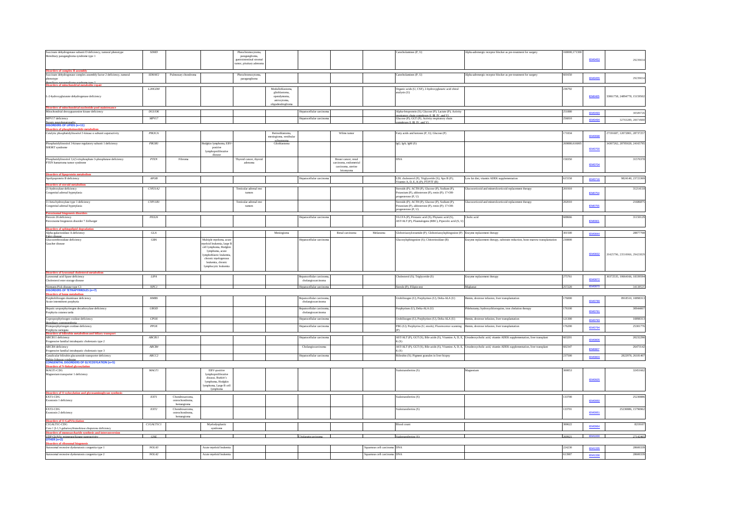| | | | | | | | | | | | | | |
|---|---|---|---|---|---|---|---|---|---|---|---|---|---|
| Succinate dehydrogenase subunit D deficiency, tumoral phenotype<br>Hereditary paraganglioma syndrome type 1 | *SDHD* | | | Pheochromocytoma, paraganglioma, gastrointestinal stromal tumor, pituitary adenoma | | | | | Catecholamines (P, U) | Alpha-adrenergic receptor blocker as pre-treatment for surgery | 168000;171300 | IEM0453 | 29239034 |
| **Disorders of complex II assembly** | | | | | | | | | | | | | |
| Succinate dehydrogenase complex assembly factor 2 deficiency, tumoral phenotype<br>Hereditary paraganglioma syndrome type 2 | *SDHAF2* | Pulmonary chondroma | | Pheochromocytoma, paraganglioma | | | | | Catecholamines (P, U) | Alpha-adrenergic receptor blocker as pre-treatment for surgery | 601650 | IEM0455 | 29239034 |
| **Disorders of mitochondrial metabolite repair** | | | | | | | | | | | | | |
| L-2-hydroxyglutarate dehydrogenase deficiency | *L2HGDH* | | | | Medulloblastoma, glioblastoma, ependymoma, astrocytoma, oligodendroglioma | | | | Organic acids (U, CSF), 2-hydroxyglutaric acid chiral analysis (U) | | 236792 | IEM0405 | 33061758, 24894778, 15159502 |
| **Disorders of mitochondrial nucleotide pool maintenance** | | | | | | | | | | | | | |
| Mitochondrial deoxyguanosine kinase deficiency | *DGUOK* | | | | | Hepatocellular carcinoma | | | Alpha-fetoprotein (S); Glucose (P); Lactate (P); Activity respiratory chain complexes (I, III, IV, and V) | | 251880 | IEM0493 | 30589726 |
| MPV17 deficiency<br>Navajo neurohepatopathy | *MPV17* | | | | | Hepatocellular carcinoma | | | Glucose (P); GGT (P); Activity respiratory chain complexes (I, III, IV, and V) | | 256810 | IEM0494 | 32703289, 20074988 |
| **DISORDERS OF LIPIDS (n=11)** | | | | | | | | | | | | | |
| **Disorders of phosphoinositide metabolism** | | | | | | | | | | | | | |
| Catalytic phosphatidylinositol 3-kinase α subunit superactivity | *PIK3CA* | | | | Retinoblastoma, meningioma, vestibular schwannoma | | Wilms tumor | | Fatty acids and ketones (P, U); Glucose (P) | | 171834 | IEM0698 | 27191687, 12072801, 28737257 |
| Phosphatidylinositol 3-kinase regulatory subunit 1 deficiency<br>SHORT syndrome | *PIK3R1* | | Hodgkin lymphoma, EBV-positive lymphoproliferative disease | | Glioblastoma | | | | IgG, IgA; IgM (S) | | 269880;616005 | IEM0700 | 34307262, 28785928, 24165795 |
| Phosphatidylinositol 3,4,5-trisphosphate 3-phosphatase deficiency<br>PTEN hamartoma tumor syndrome | *PTEN* | Fibroma | | Thyroid cancer, thyroid adenoma | | | Breast cancer, renal carcinoma, endometrial carcinoma, uterine leiomyoma | | DNA | | 158350 | IEM0704 | 31570378 |
| **Disorders of lipoprotein metabolism** | | | | | | | | | | | | | |
| Apolipoprotein B deficiency | *APOB* | | | | | Hepatocellular carcinoma | | | LDL cholesterol (P); Triglyceride (S); Apo B (P); Vitamin A, D, E, K (P); PT/PTT (B) | Low fat diet, vitamin ADEK supplementation | 615558 | IEM0716 | 9824140, 23723369 |
| **Disorders of steroid metabolism** | | | | | | | | | | | | | |
| 21-hydroxylase deficiency<br>Congenital adrenal hyperplasia | *CYP21A2* | | | Testicular adrenal rest tumors | | | | | Steroids (P); ACTH (P), Glucose (P), Sodium (P), Potassium (P), aldosterone (P), renin (P); 17-OH-progesterone (P, U) | Glucocorticoid and mineralocorticoid replacement therapy | 201910 | IEM0754 | 31214118 |
| 11-beta-hydroxylase type 1 deficiency<br>Congenital adrenal hyperplasia | *CYP11B1* | | | Testicular adrenal rest tumors | | | | | Steroids (P); ACTH (P), Glucose (P), Sodium (P), Potassium (P), aldosterone (P), renin (P); 17-OH-progesterone (P, U) | Glucocorticoid and mineralocorticoid replacement therapy | 202010 | IEM0755 | 21686875 |
| **Peroxisomal biogenesis disorders** | | | | | | | | | | | | | |
| Peroxin 26 deficiency<br>Peroxisome biogenesis disorder 7 Zellweger | *PEX26* | | | | | Hepatocellular carcinoma | | | VLCFA (P), Pristanic acid (S), Phytanic acid (S), AST/ALT (P), Plasmalogens (RBC), Pipecolic acid (S, U) | Cholic acid | 608666 | IEM0801 | 31150129 |
| **Disorders of sphingolipid degradation** | | | | | | | | | | | | | |
| Alpha-galactosidase A deficiency<br>Fabry disease | *GLA* | | | | Meningioma | | Renal carcinoma | Melanoma | Globotriaosylceramide (P); Globotriaosylsphingosine (P) | Enzyme replacement therapy | 301500 | IEM0844 | 28877708 |
| Glucocerebrosidase deficiency<br>Gaucher disease | *GBA* | | Multiple myeloma, acute myeloid leukemia, Large B cell lymphoma, Hodgkin lymphoma, acute lymphoblastic leukemia, chronic myelogenous leukemia, chronic lymphocytic leukemia | | | Hepatocellular carcinoma | | | Glucosylsphingosine (S); Chitotriosidase (B) | Enzyme replacement therapy, substrate reduction, bone marrow transplantation | 230800 | IEM0832 | 20425796, 23510066, 29423829 |
| **Disorders of lysosomal cholesterol metabolism** | | | | | | | | | | | | | |
| Lysosomal acid lipase deficiency<br>Cholesterol ester storage disease | *LIPA* | | | | | Hepatocellular carcinoma, cholangiocarcinoma | | | Cholesterol (S); Triglyceride (S) | Enzyme replacement therapy | 275761 | IEM0872 | 30372535, 10664166, 18339594 |
| Niemann-Pick disease type C1 | *NPC1* | | | | | Hepatocellular carcinoma | | | Sterols (P); Filipin test | Miglustat | 257220 | IEM0870 | 34138521 |
| **DISORDERS OF TETRAPYRROLES (n=7)** | | | | | | | | | | | | | |
| **Disorders of heme metabolism** | | | | | | | | | | | | | |
| Porphobilinogen deaminase deficiency<br>Acute intermittent porphyria | *HMBS* | | | | | Hepatocellular carcinoma, cholangiocarcinoma | | | Urobilinogen (U), Porphyrines (U), Delta-ALA (U) | Hemin, dextrose infusion, liver transplantation | 176000 | IEM0789 | 8918510, 10898313 |
| Hepatic uroporphyrinogen decarboxylase deficiency<br>Porphyria cutanea tarda | *UROD* | | | | | Hepatocellular carcinoma, cholangiocarcinoma | | | Porphyrines (U), Delta-ALA (U) | Phlebotomy; hydroxychloroquine, iron chelation therapy | 176100 | IEM0791 | 30944007 |
| Coproporphyrinogen oxidase deficiency<br>Hereditary coproporphyria | *CPOX* | | | | | Hepatocellular carcinoma | | | Urobilinogen (U), Porphyrines (U), Delta-ALA (U) | Hemin, dextrose infusion, liver transplantation | 121300 | IEM0793 | 10898313 |
| Protoporphyrinogen oxidase deficiency<br>Porphyria variegata | *PPOX* | | | | | Hepatocellular carcinoma | | | PBG (U); Porphyrins (U, stools); Fluorescence scanning (P) | Hemin, dextrose infusion, liver transplantation | 176200 | IEM0794 | 25301776 |
| **Disorders of bilirubin metabolism and biliary transport** | | | | | | | | | | | | | |
| ABCB11 deficiency<br>Progressive familial intrahepatic cholestasis type 2 | *ABCB11* | | | | | Hepatocellular carcinoma | | | AST/ALT (P), GGT (S), Bile acids (S), Vitamins A, D, E, K (S) | Ursodeoxycholic acid, vitamin ADEK supplementation, liver transplant | 603201 | IEM0806 | 20232290 |
| ABCB4 deficiency<br>Progressive familial intrahepatic cholestasis type 3 | *ABCB4* | | | | | Cholangiocarcinoma | | | AST/ALT (P), GGT (S), Bile acids (S), Vitamins A, D, E, K (S) | Ursodeoxycholic acid, vitamin ADEK supplementation, liver transplant | 602347 | IEM0807 | 26473142 |
| Canalicular bilirubin glucuronide transporter deficiency<br>Dubin-Johnson syndrome | *ABCC2* | | | | | Hepatocellular carcinoma | | | Bilirubin (S); Pigment granules in liver biopsy | | 237500 | IEM0803 | 28223978, 26181407 |
| **CONGENITAL DISORDERS OF GLYCOSYLATION (n=5)** | | | | | | | | | | | | | |
| **Disorders of N-linked glycosylation** | | | | | | | | | | | | | |
| MAGT1-CDG<br>Magnesium transporter 1 deficiency | *MAGT1* | | EBV-positive lymphoproliferative disease, Burkitt's lymphoma, Hodgkin lymphoma, Large B cell lymphoma | | | | | | Sialotransferrins (S) | Magnesium | 300853 | IEM0925 | 32451662 |
| **Disorders of O-xylosylation and glycosaminoglycan synthesis** | | | | | | | | | | | | | |
| EXT1-CDG<br>Exostosin 1 deficiency | *EXT1* | Chondrosarcoma, osteochondroma, hemangioma | | | | | | | Sialotransferrins (S) | | 133700 | IEM0950 | 25230886 |
| EXT2-CDG<br>Exostosin 2 deficiency | *EXT2* | Chondrosarcoma, osteochondroma, hemangioma | | | | | | | Sialotransferrins (S) | | 133701 | IEM0951 | 25230886, 15790962 |
| **Disorders of O-GalNAcylation** | | | | | | | | | | | | | |
| C1GALT1C-CDG<br>Cosc 1 β-1,3-galactosyltransferase chaperone deficiency | *C1GALT1C1* | | Myelodysplastic syndrome | | | | | | Blood count | | 300622 | IEM0964 | 8219107 |
| **Disorders of monosaccharide synthesis and interconversion** | | | | | | | | | | | | | |
| UDP-GlcNAc epimerase/kinase deficiency | *GNE* | | | | | Cholangiocarcinoma | | | Sialotransferrins (S) | | 269921 | IEM1000 | 27142465 |
| **OTHER (n=2)** | | | | | | | | | | | | | |
| **Disorders of ribosomal biogenesis** | | | | | | | | | | | | | |
| Autosomal recessive dyskeratosis congenita type 1 | *NOLA3* | | Acute myeloid leukemia | | | | | Squamous cell carcinoma | DNA | | 224230 | IEM1335 | 28600339 |
| Autosomal recessive dyskeratosis congenita type 2 | *NOLA2* | | Acute myeloid leukemia | | | | | Squamous cell carcinoma | DNA | | 613987 | IEM1336 | 28600339 |